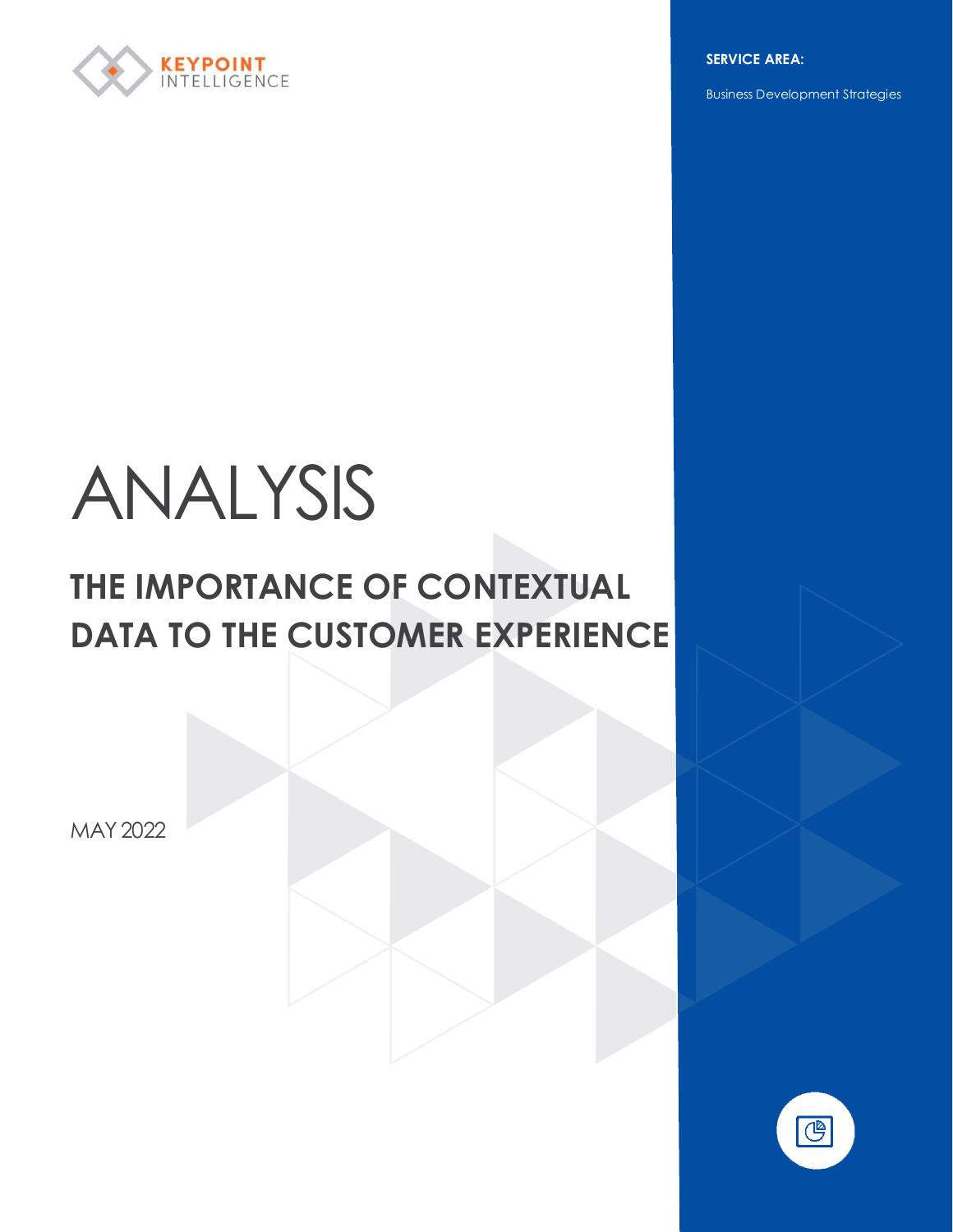KEYPOINT INTELLIGENCE

**SERVICE AREA:**

Business Development Strategies

# ANALYSIS

## THE IMPORTANCE OF CONTEXTUAL DATA TO THE CUSTOMER EXPERIENCE

MAY 2022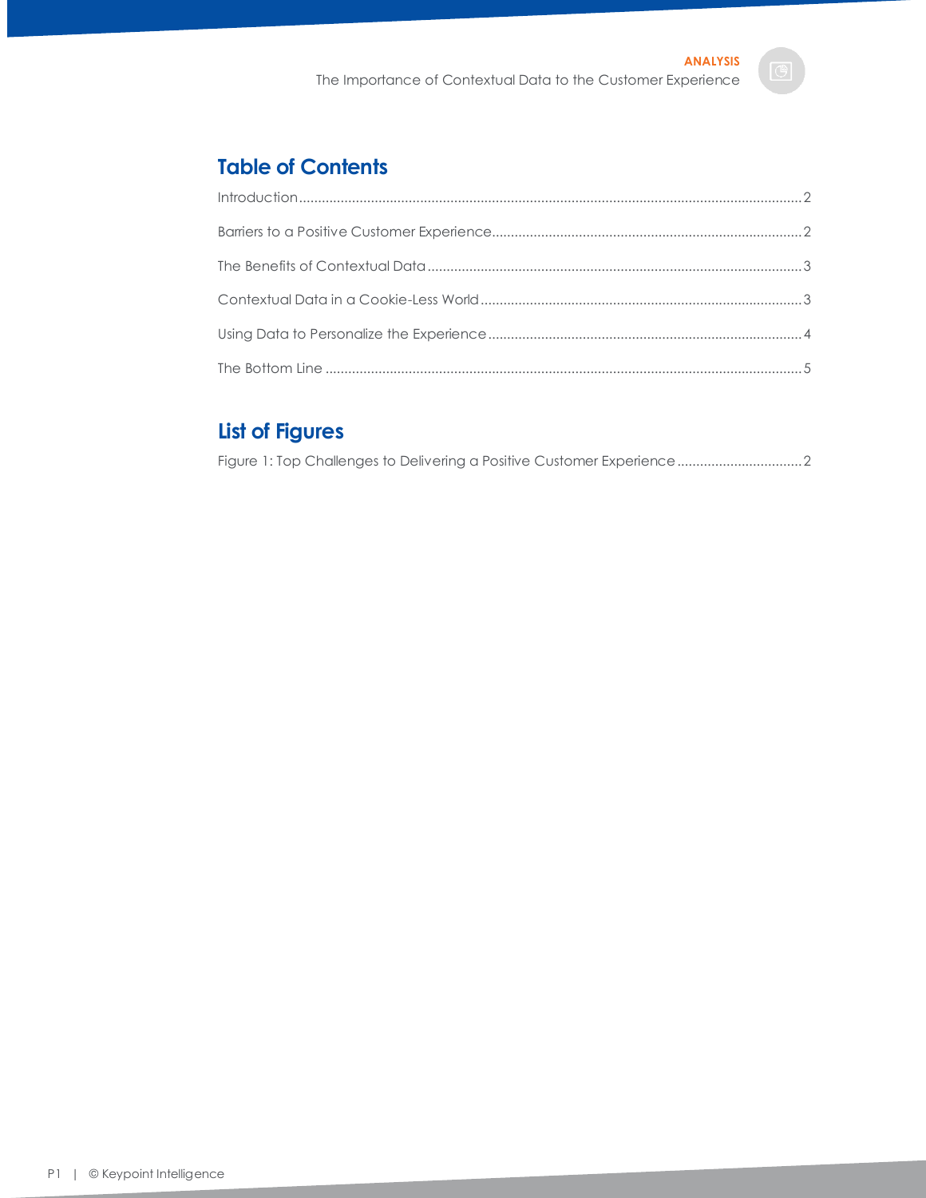## Table of Contents

Introduction .................................................................................................................................. 2

Barriers to a Positive Customer Experience................................................................................. 2

The Benefits of Contextual Data .................................................................................................. 3

Contextual Data in a Cookie-Less World .................................................................................... 3

Using Data to Personalize the Experience .................................................................................. 4

The Bottom Line ............................................................................................................................. 5

## List of Figures

Figure 1: Top Challenges to Delivering a Positive Customer Experience ................................. 2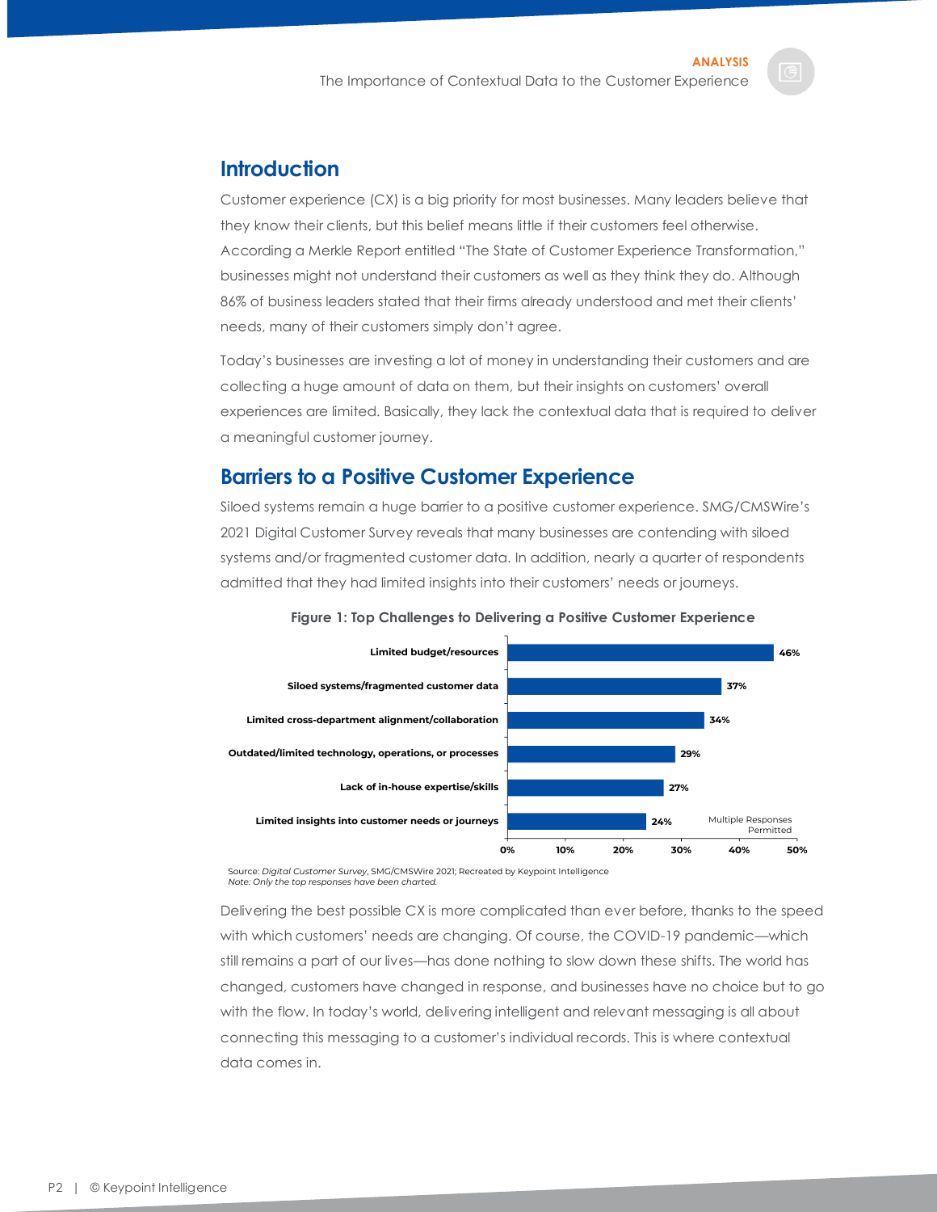## Introduction

Customer experience (CX) is a big priority for most businesses. Many leaders believe that they know their clients, but this belief means little if their customers feel otherwise. According a Merkle Report entitled "The State of Customer Experience Transformation," businesses might not understand their customers as well as they think they do. Although 86% of business leaders stated that their firms already understood and met their clients' needs, many of their customers simply don't agree.

Today's businesses are investing a lot of money in understanding their customers and are collecting a huge amount of data on them, but their insights on customers' overall experiences are limited. Basically, they lack the contextual data that is required to deliver a meaningful customer journey.

## Barriers to a Positive Customer Experience

Siloed systems remain a huge barrier to a positive customer experience. SMG/CMSWire's 2021 Digital Customer Survey reveals that many businesses are contending with siloed systems and/or fragmented customer data. In addition, nearly a quarter of respondents admitted that they had limited insights into their customers' needs or journeys.

**Figure 1: Top Challenges to Delivering a Positive Customer Experience**

| Challenge | Percentage |
| --- | --- |
| Limited budget/resources | 46% |
| Siloed systems/fragmented customer data | 37% |
| Limited cross-department alignment/collaboration | 34% |
| Outdated/limited technology, operations, or processes | 29% |
| Lack of in-house expertise/skills | 27% |
| Limited insights into customer needs or journeys | 24% |

Multiple Responses Permitted

Source: *Digital Customer Survey*, SMG/CMSWire 2021; Recreated by Keypoint Intelligence
*Note: Only the top responses have been charted.*

Delivering the best possible CX is more complicated than ever before, thanks to the speed with which customers' needs are changing. Of course, the COVID-19 pandemic—which still remains a part of our lives—has done nothing to slow down these shifts. The world has changed, customers have changed in response, and businesses have no choice but to go with the flow. In today's world, delivering intelligent and relevant messaging is all about connecting this messaging to a customer's individual records. This is where contextual data comes in.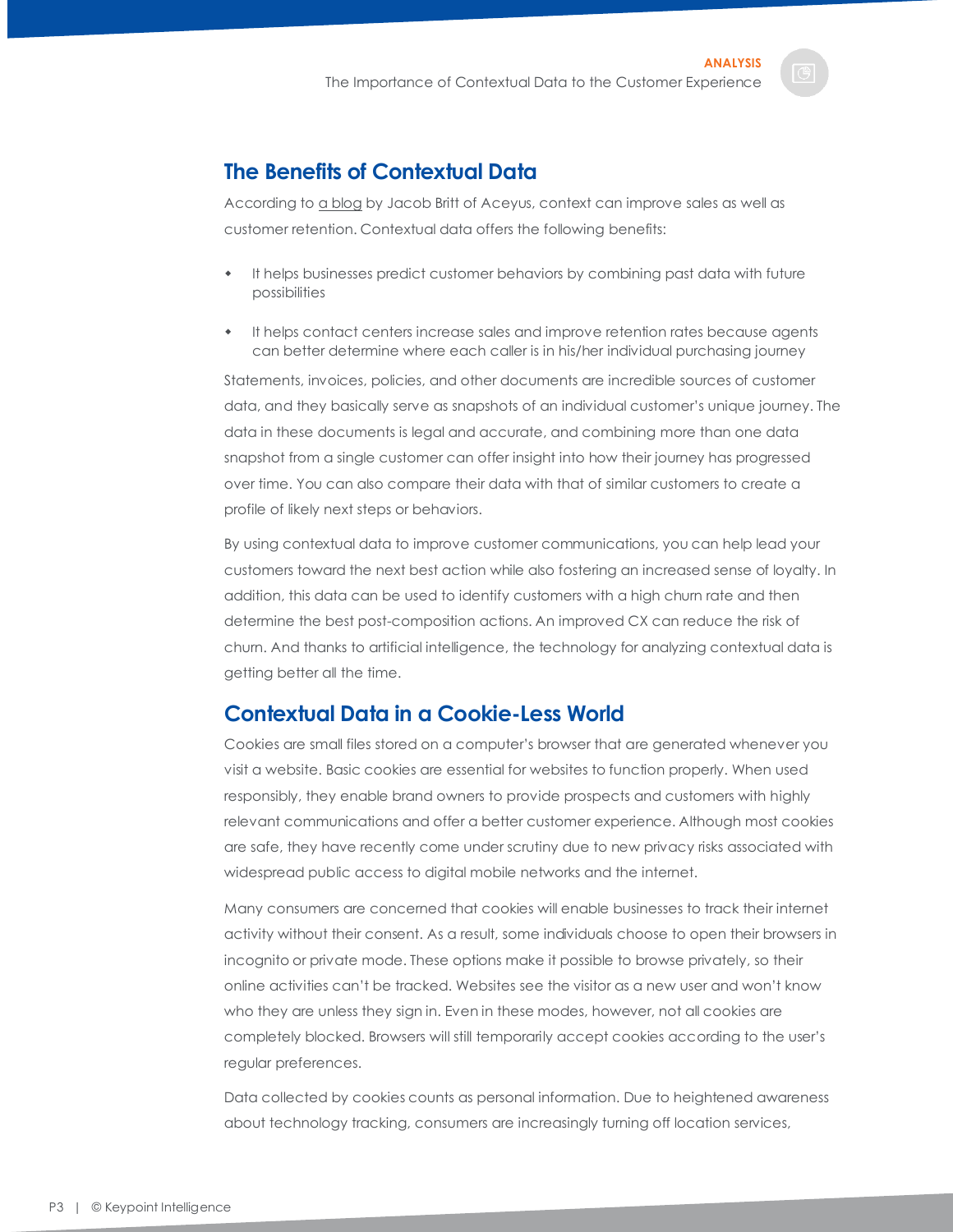## The Benefits of Contextual Data

According to a blog by Jacob Britt of Aceyus, context can improve sales as well as customer retention. Contextual data offers the following benefits:

- It helps businesses predict customer behaviors by combining past data with future possibilities
- It helps contact centers increase sales and improve retention rates because agents can better determine where each caller is in his/her individual purchasing journey

Statements, invoices, policies, and other documents are incredible sources of customer data, and they basically serve as snapshots of an individual customer's unique journey. The data in these documents is legal and accurate, and combining more than one data snapshot from a single customer can offer insight into how their journey has progressed over time. You can also compare their data with that of similar customers to create a profile of likely next steps or behaviors.

By using contextual data to improve customer communications, you can help lead your customers toward the next best action while also fostering an increased sense of loyalty. In addition, this data can be used to identify customers with a high churn rate and then determine the best post-composition actions. An improved CX can reduce the risk of churn. And thanks to artificial intelligence, the technology for analyzing contextual data is getting better all the time.

## Contextual Data in a Cookie-Less World

Cookies are small files stored on a computer's browser that are generated whenever you visit a website. Basic cookies are essential for websites to function properly. When used responsibly, they enable brand owners to provide prospects and customers with highly relevant communications and offer a better customer experience. Although most cookies are safe, they have recently come under scrutiny due to new privacy risks associated with widespread public access to digital mobile networks and the internet.

Many consumers are concerned that cookies will enable businesses to track their internet activity without their consent. As a result, some individuals choose to open their browsers in incognito or private mode. These options make it possible to browse privately, so their online activities can't be tracked. Websites see the visitor as a new user and won't know who they are unless they sign in. Even in these modes, however, not all cookies are completely blocked. Browsers will still temporarily accept cookies according to the user's regular preferences.

Data collected by cookies counts as personal information. Due to heightened awareness about technology tracking, consumers are increasingly turning off location services,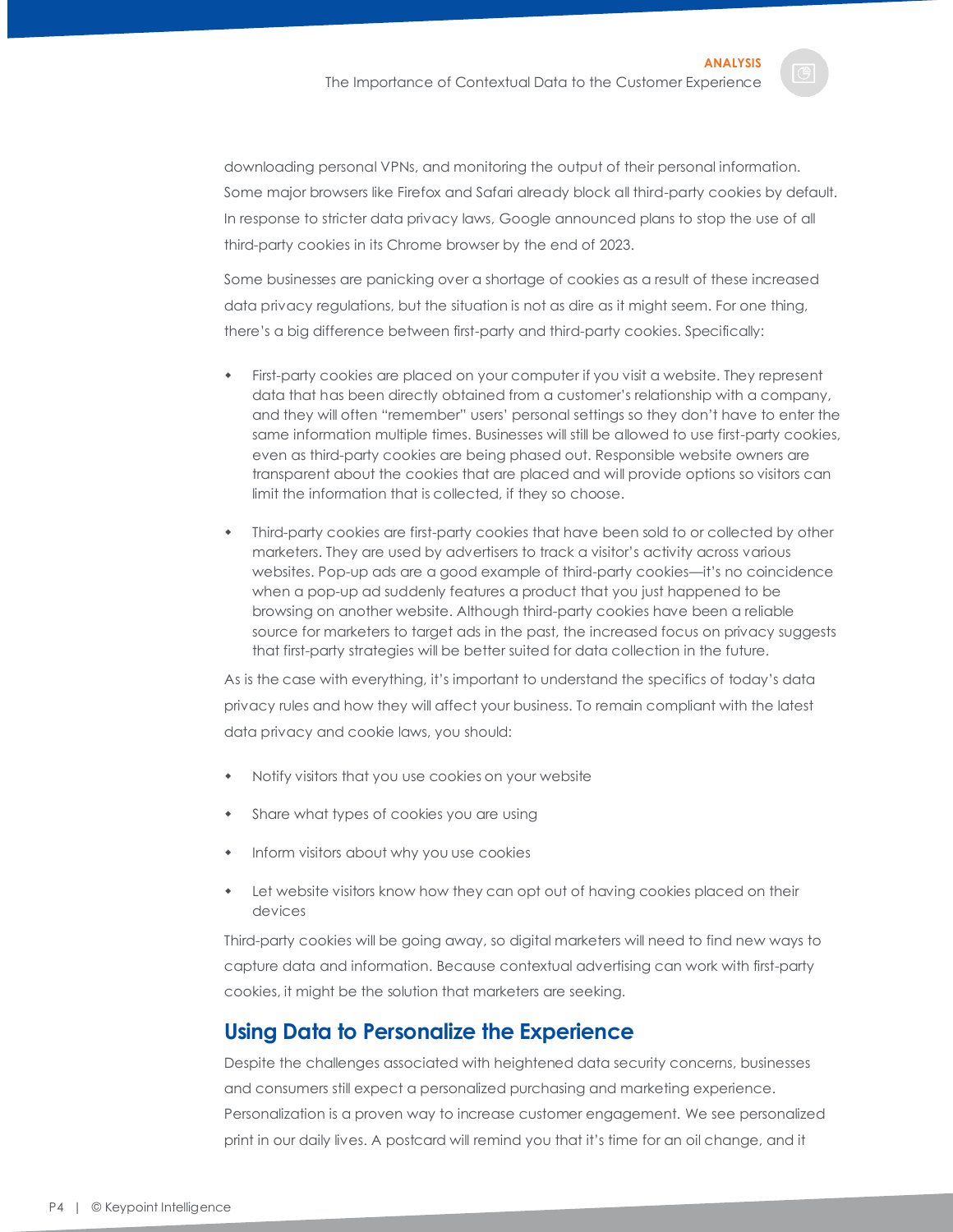downloading personal VPNs, and monitoring the output of their personal information. Some major browsers like Firefox and Safari already block all third-party cookies by default. In response to stricter data privacy laws, Google announced plans to stop the use of all third-party cookies in its Chrome browser by the end of 2023.

Some businesses are panicking over a shortage of cookies as a result of these increased data privacy regulations, but the situation is not as dire as it might seem. For one thing, there's a big difference between first-party and third-party cookies. Specifically:

- First-party cookies are placed on your computer if you visit a website. They represent data that has been directly obtained from a customer's relationship with a company, and they will often "remember" users' personal settings so they don't have to enter the same information multiple times. Businesses will still be allowed to use first-party cookies, even as third-party cookies are being phased out. Responsible website owners are transparent about the cookies that are placed and will provide options so visitors can limit the information that is collected, if they so choose.

- Third-party cookies are first-party cookies that have been sold to or collected by other marketers. They are used by advertisers to track a visitor's activity across various websites. Pop-up ads are a good example of third-party cookies—it's no coincidence when a pop-up ad suddenly features a product that you just happened to be browsing on another website. Although third-party cookies have been a reliable source for marketers to target ads in the past, the increased focus on privacy suggests that first-party strategies will be better suited for data collection in the future.

As is the case with everything, it's important to understand the specifics of today's data privacy rules and how they will affect your business. To remain compliant with the latest data privacy and cookie laws, you should:

- Notify visitors that you use cookies on your website
- Share what types of cookies you are using
- Inform visitors about why you use cookies
- Let website visitors know how they can opt out of having cookies placed on their devices

Third-party cookies will be going away, so digital marketers will need to find new ways to capture data and information. Because contextual advertising can work with first-party cookies, it might be the solution that marketers are seeking.

## Using Data to Personalize the Experience

Despite the challenges associated with heightened data security concerns, businesses and consumers still expect a personalized purchasing and marketing experience. Personalization is a proven way to increase customer engagement. We see personalized print in our daily lives. A postcard will remind you that it's time for an oil change, and it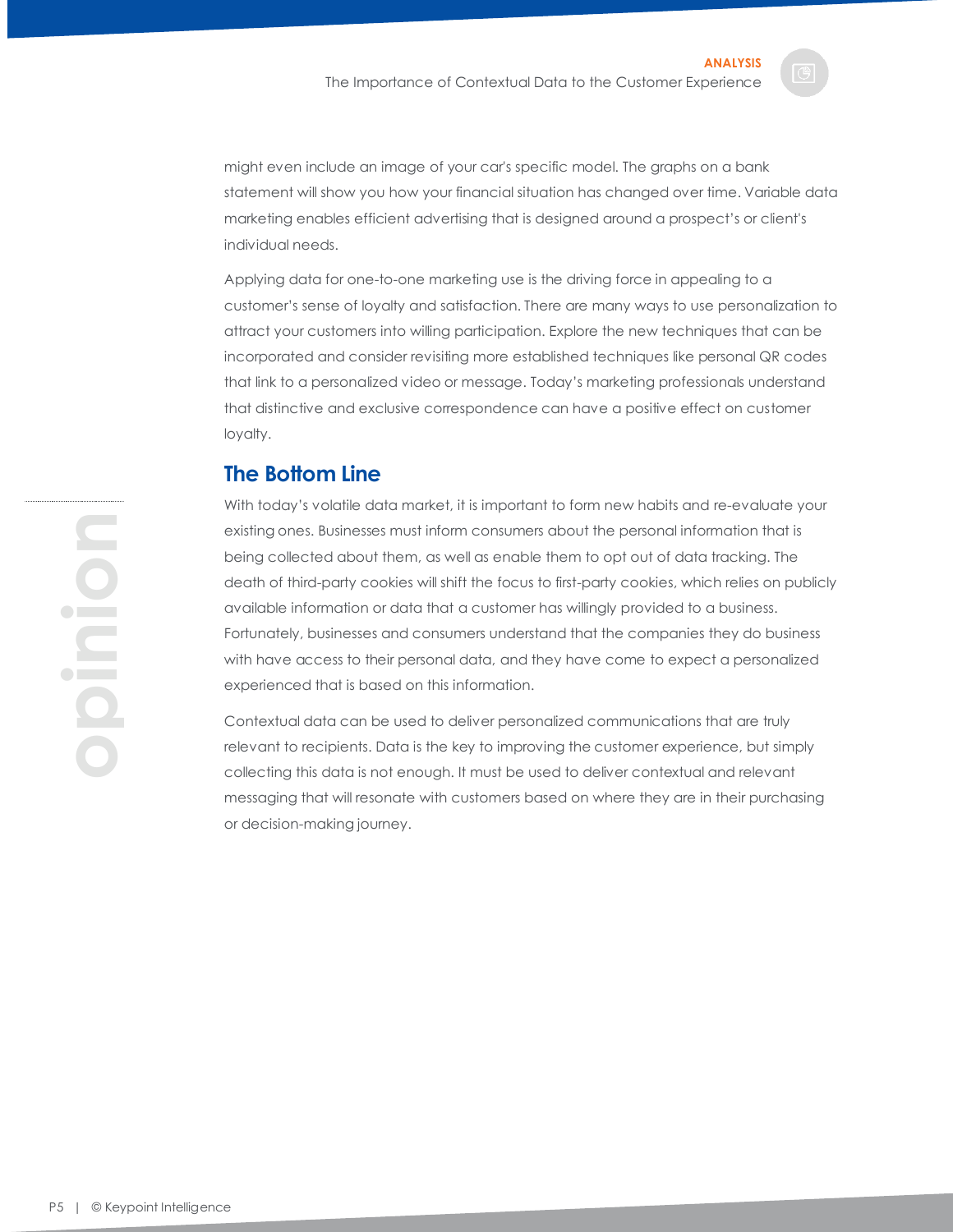might even include an image of your car's specific model. The graphs on a bank statement will show you how your financial situation has changed over time. Variable data marketing enables efficient advertising that is designed around a prospect's or client's individual needs.

Applying data for one-to-one marketing use is the driving force in appealing to a customer's sense of loyalty and satisfaction. There are many ways to use personalization to attract your customers into willing participation. Explore the new techniques that can be incorporated and consider revisiting more established techniques like personal QR codes that link to a personalized video or message. Today's marketing professionals understand that distinctive and exclusive correspondence can have a positive effect on customer loyalty.

## The Bottom Line

With today's volatile data market, it is important to form new habits and re-evaluate your existing ones. Businesses must inform consumers about the personal information that is being collected about them, as well as enable them to opt out of data tracking. The death of third-party cookies will shift the focus to first-party cookies, which relies on publicly available information or data that a customer has willingly provided to a business. Fortunately, businesses and consumers understand that the companies they do business with have access to their personal data, and they have come to expect a personalized experienced that is based on this information.

Contextual data can be used to deliver personalized communications that are truly relevant to recipients. Data is the key to improving the customer experience, but simply collecting this data is not enough. It must be used to deliver contextual and relevant messaging that will resonate with customers based on where they are in their purchasing or decision-making journey.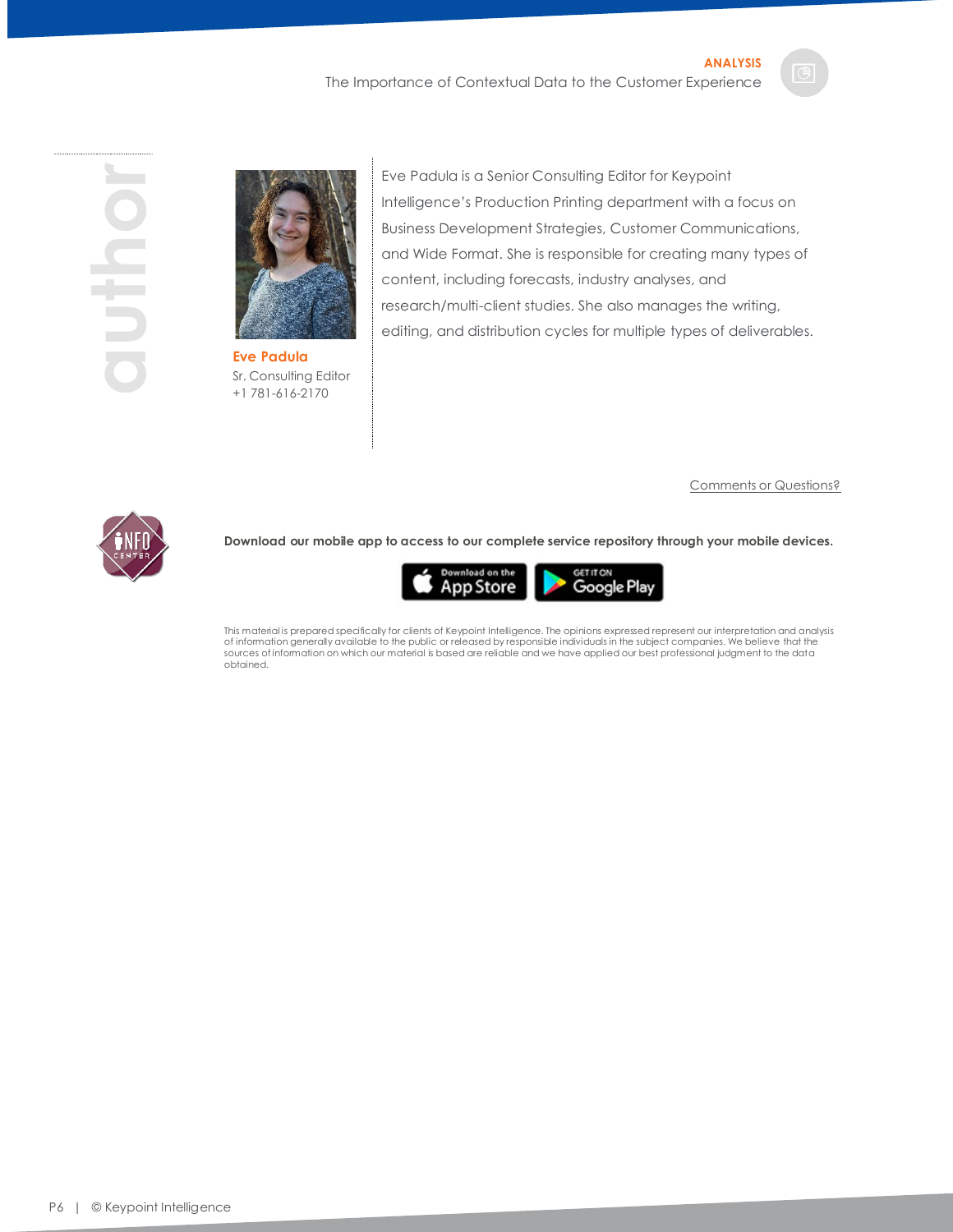# author

**Eve Padula**
Sr. Consulting Editor
+1 781-616-2170

Eve Padula is a Senior Consulting Editor for Keypoint Intelligence's Production Printing department with a focus on Business Development Strategies, Customer Communications, and Wide Format. She is responsible for creating many types of content, including forecasts, industry analyses, and research/multi-client studies. She also manages the writing, editing, and distribution cycles for multiple types of deliverables.

Comments or Questions?

**Download our mobile app to access to our complete service repository through your mobile devices.**

This material is prepared specifically for clients of Keypoint Intelligence. The opinions expressed represent our interpretation and analysis of information generally available to the public or released by responsible individuals in the subject companies. We believe that the sources of information on which our material is based are reliable and we have applied our best professional judgment to the data obtained.